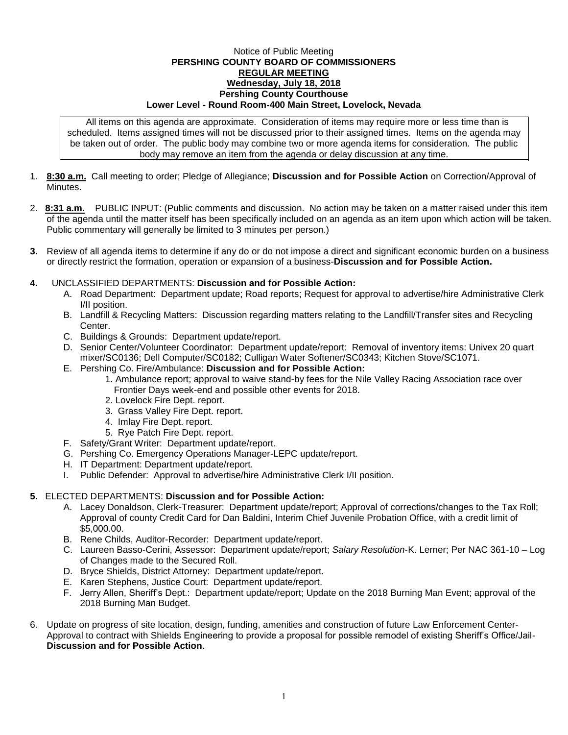Notice of Public Meeting

**PERSHING COUNTY BOARD OF COMMISSIONERS**

**REGULAR MEETING**

**Wednesday, July 18, 2018**

**Pershing County Courthouse**

**Lower Level - Round Room-400 Main Street, Lovelock, Nevada**

All items on this agenda are approximate. Consideration of items may require more or less time than is scheduled. Items assigned times will not be discussed prior to their assigned times. Items on the agenda may be taken out of order. The public body may combine two or more agenda items for consideration. The public body may remove an item from the agenda or delay discussion at any time.

1. **8:30 a.m.** Call meeting to order; Pledge of Allegiance; **Discussion and for Possible Action** on Correction/Approval of Minutes.

2. **8:31 a.m.** PUBLIC INPUT: (Public comments and discussion. No action may be taken on a matter raised under this item of the agenda until the matter itself has been specifically included on an agenda as an item upon which action will be taken. Public commentary will generally be limited to 3 minutes per person.)

3. Review of all agenda items to determine if any do or do not impose a direct and significant economic burden on a business or directly restrict the formation, operation or expansion of a business-**Discussion and for Possible Action.**

4. UNCLASSIFIED DEPARTMENTS: **Discussion and for Possible Action:**
   - A. Road Department: Department update; Road reports; Request for approval to advertise/hire Administrative Clerk I/II position.
   - B. Landfill & Recycling Matters: Discussion regarding matters relating to the Landfill/Transfer sites and Recycling Center.
   - C. Buildings & Grounds: Department update/report.
   - D. Senior Center/Volunteer Coordinator: Department update/report: Removal of inventory items: Univex 20 quart mixer/SC0136; Dell Computer/SC0182; Culligan Water Softener/SC0343; Kitchen Stove/SC1071.
   - E. Pershing Co. Fire/Ambulance: **Discussion and for Possible Action:**
     1. Ambulance report; approval to waive stand-by fees for the Nile Valley Racing Association race over Frontier Days week-end and possible other events for 2018.
     2. Lovelock Fire Dept. report.
     3. Grass Valley Fire Dept. report.
     4. Imlay Fire Dept. report.
     5. Rye Patch Fire Dept. report.
   - F. Safety/Grant Writer: Department update/report.
   - G. Pershing Co. Emergency Operations Manager-LEPC update/report.
   - H. IT Department: Department update/report.
   - I. Public Defender: Approval to advertise/hire Administrative Clerk I/II position.

5. ELECTED DEPARTMENTS: **Discussion and for Possible Action:**
   - A. Lacey Donaldson, Clerk-Treasurer: Department update/report; Approval of corrections/changes to the Tax Roll; Approval of county Credit Card for Dan Baldini, Interim Chief Juvenile Probation Office, with a credit limit of $5,000.00.
   - B. Rene Childs, Auditor-Recorder: Department update/report.
   - C. Laureen Basso-Cerini, Assessor: Department update/report; *Salary Resolution*-K. Lerner; Per NAC 361-10 – Log of Changes made to the Secured Roll.
   - D. Bryce Shields, District Attorney: Department update/report.
   - E. Karen Stephens, Justice Court: Department update/report.
   - F. Jerry Allen, Sheriff's Dept.: Department update/report; Update on the 2018 Burning Man Event; approval of the 2018 Burning Man Budget.

6. Update on progress of site location, design, funding, amenities and construction of future Law Enforcement Center-Approval to contract with Shields Engineering to provide a proposal for possible remodel of existing Sheriff's Office/Jail-**Discussion and for Possible Action**.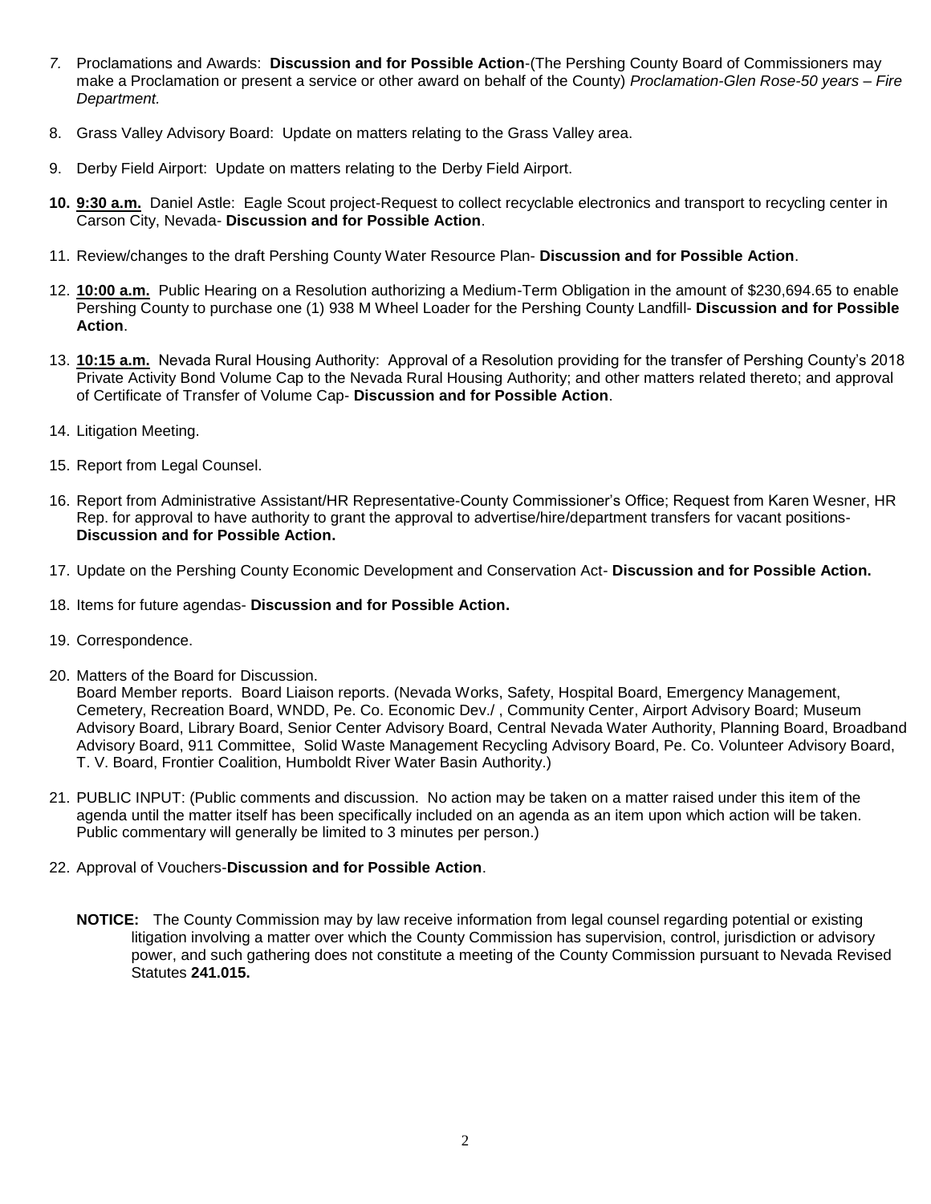7. Proclamations and Awards: **Discussion and for Possible Action**-(The Pershing County Board of Commissioners may make a Proclamation or present a service or other award on behalf of the County) *Proclamation-Glen Rose-50 years – Fire Department.*

8. Grass Valley Advisory Board: Update on matters relating to the Grass Valley area.

9. Derby Field Airport: Update on matters relating to the Derby Field Airport.

10. **9:30 a.m.** Daniel Astle: Eagle Scout project-Request to collect recyclable electronics and transport to recycling center in Carson City, Nevada- **Discussion and for Possible Action**.

11. Review/changes to the draft Pershing County Water Resource Plan- **Discussion and for Possible Action**.

12. **10:00 a.m.** Public Hearing on a Resolution authorizing a Medium-Term Obligation in the amount of $230,694.65 to enable Pershing County to purchase one (1) 938 M Wheel Loader for the Pershing County Landfill- **Discussion and for Possible Action**.

13. **10:15 a.m.** Nevada Rural Housing Authority: Approval of a Resolution providing for the transfer of Pershing County's 2018 Private Activity Bond Volume Cap to the Nevada Rural Housing Authority; and other matters related thereto; and approval of Certificate of Transfer of Volume Cap- **Discussion and for Possible Action**.

14. Litigation Meeting.

15. Report from Legal Counsel.

16. Report from Administrative Assistant/HR Representative-County Commissioner's Office; Request from Karen Wesner, HR Rep. for approval to have authority to grant the approval to advertise/hire/department transfers for vacant positions- **Discussion and for Possible Action.**

17. Update on the Pershing County Economic Development and Conservation Act- **Discussion and for Possible Action.**

18. Items for future agendas- **Discussion and for Possible Action.**

19. Correspondence.

20. Matters of the Board for Discussion.
    Board Member reports. Board Liaison reports. (Nevada Works, Safety, Hospital Board, Emergency Management, Cemetery, Recreation Board, WNDD, Pe. Co. Economic Dev./ , Community Center, Airport Advisory Board; Museum Advisory Board, Library Board, Senior Center Advisory Board, Central Nevada Water Authority, Planning Board, Broadband Advisory Board, 911 Committee, Solid Waste Management Recycling Advisory Board, Pe. Co. Volunteer Advisory Board, T. V. Board, Frontier Coalition, Humboldt River Water Basin Authority.)

21. PUBLIC INPUT: (Public comments and discussion. No action may be taken on a matter raised under this item of the agenda until the matter itself has been specifically included on an agenda as an item upon which action will be taken. Public commentary will generally be limited to 3 minutes per person.)

22. Approval of Vouchers-**Discussion and for Possible Action**.

**NOTICE:** The County Commission may by law receive information from legal counsel regarding potential or existing litigation involving a matter over which the County Commission has supervision, control, jurisdiction or advisory power, and such gathering does not constitute a meeting of the County Commission pursuant to Nevada Revised Statutes **241.015.**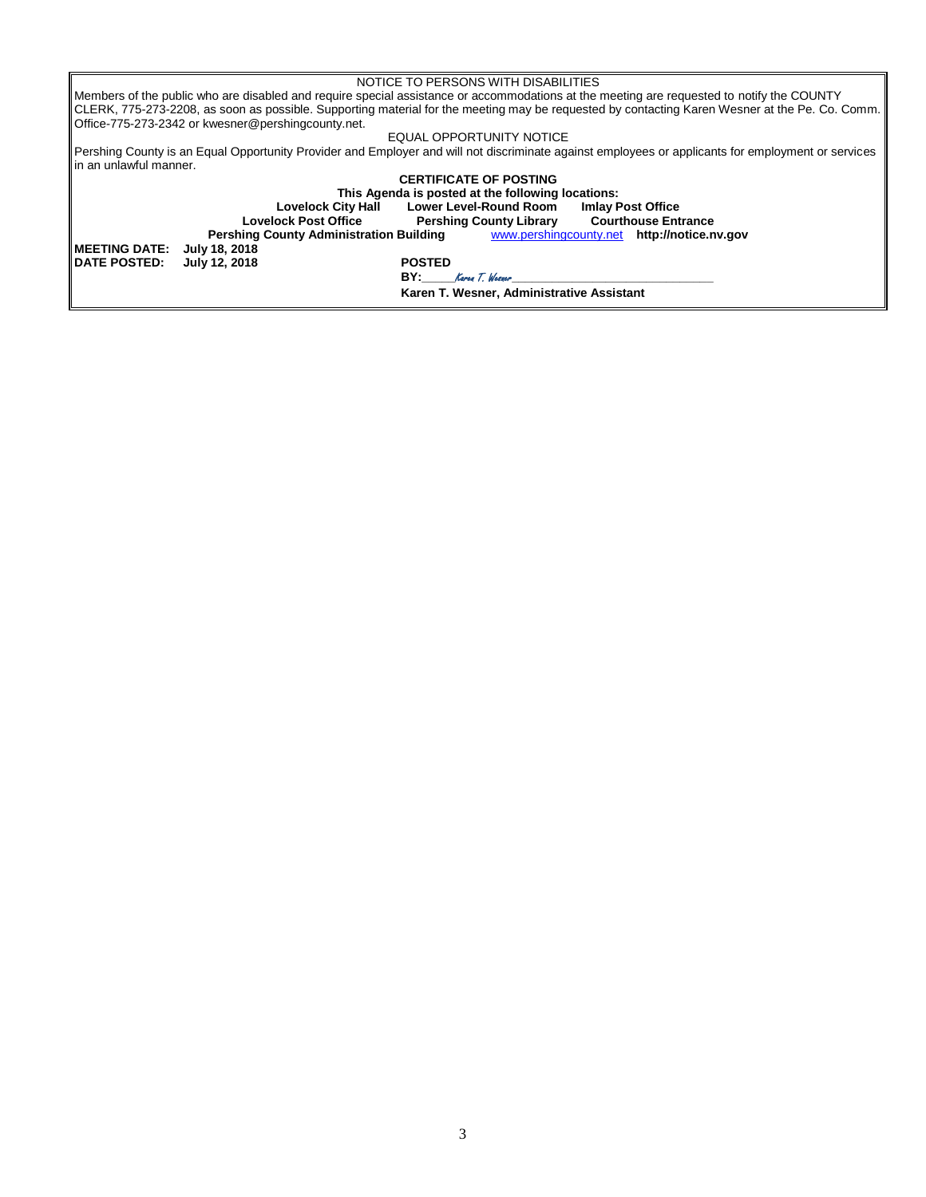NOTICE TO PERSONS WITH DISABILITIES

Members of the public who are disabled and require special assistance or accommodations at the meeting are requested to notify the COUNTY CLERK, 775-273-2208, as soon as possible. Supporting material for the meeting may be requested by contacting Karen Wesner at the Pe. Co. Comm. Office-775-273-2342 or kwesner@pershingcounty.net.

EQUAL OPPORTUNITY NOTICE

Pershing County is an Equal Opportunity Provider and Employer and will not discriminate against employees or applicants for employment or services in an unlawful manner.

**CERTIFICATE OF POSTING**

**This Agenda is posted at the following locations:**

**Lovelock City Hall** **Lower Level-Round Room** **Imlay Post Office**
**Lovelock Post Office** **Pershing County Library** **Courthouse Entrance**
**Pershing County Administration Building** www.pershingcounty.net **http://notice.nv.gov**

**MEETING DATE: July 18, 2018**
**DATE POSTED: July 12, 2018**

**POSTED**
**BY:** Karen T. Wesner
**Karen T. Wesner, Administrative Assistant**